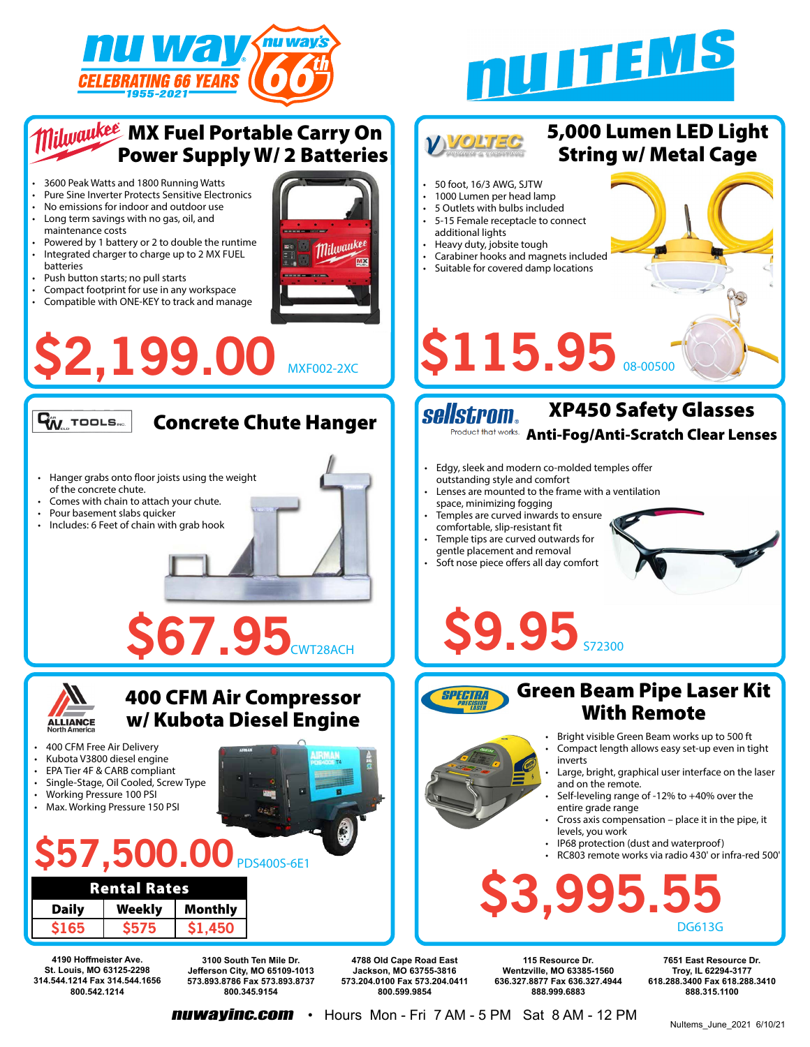# nu way — CELEBRATING 66 YEARS 1955-2021 — nu way's 66th

# nu ITEMS

## Milwaukee — MX Fuel Portable Carry On Power Supply W/ 2 Batteries

- 3600 Peak Watts and 1800 Running Watts
- Pure Sine Inverter Protects Sensitive Electronics
- No emissions for indoor and outdoor use
- Long term savings with no gas, oil, and maintenance costs
- Powered by 1 battery or 2 to double the runtime
- Integrated charger to charge up to 2 MX FUEL batteries
- Push button starts; no pull starts
- Compact footprint for use in any workspace
- Compatible with ONE-KEY to track and manage

**$2,199.00** MXF002-2XC

## VOLTEC — 5,000 Lumen LED Light String w/ Metal Cage

- 50 foot, 16/3 AWG, SJTW
- 1000 Lumen per head lamp
- 5 Outlets with bulbs included
- 5-15 Female receptacle to connect additional lights
- Heavy duty, jobsite tough
- Carabiner hooks and magnets included
- Suitable for covered damp locations

**$115.95** 08-00500

## CW Tools — Concrete Chute Hanger

- Hanger grabs onto floor joists using the weight of the concrete chute.
- Comes with chain to attach your chute.
- Pour basement slabs quicker
- Includes: 6 Feet of chain with grab hook

**$67.95** CWT28ACH

## sellstrom (Product that works.) — XP450 Safety Glasses

### Anti-Fog/Anti-Scratch Clear Lenses

- Edgy, sleek and modern co-molded temples offer outstanding style and comfort
- Lenses are mounted to the frame with a ventilation space, minimizing fogging
- Temples are curved inwards to ensure comfortable, slip-resistant fit
- Temple tips are curved outwards for gentle placement and removal
- Soft nose piece offers all day comfort

**$9.95** S72300

## ALLIANCE North America — 400 CFM Air Compressor w/ Kubota Diesel Engine

- 400 CFM Free Air Delivery
- Kubota V3800 diesel engine
- EPA Tier 4F & CARB compliant
- Single-Stage, Oil Cooled, Screw Type
- Working Pressure 100 PSI
- Max. Working Pressure 150 PSI

**$57,500.00** PDS400S-6E1

| Rental Rates | | |
|---|---|---|
| Daily | Weekly | Monthly |
| $165 | $575 | $1,450 |

## SPECTRA PRECISION LASER — Green Beam Pipe Laser Kit With Remote

- Bright visible Green Beam works up to 500 ft
- Compact length allows easy set-up even in tight inverts
- Large, bright, graphical user interface on the laser and on the remote.
- Self-leveling range of -12% to +40% over the entire grade range
- Cross axis compensation – place it in the pipe, it levels, you work
- IP68 protection (dust and waterproof)
- RC803 remote works via radio 430' or infra-red 500'

**$3,995.55** DG613G

---

4190 Hoffmeister Ave.
St. Louis, MO 63125-2298
314.544.1214 Fax 314.544.1656
800.542.1214

3100 South Ten Mile Dr.
Jefferson City, MO 65109-1013
573.893.8786 Fax 573.893.8737
800.345.9154

4788 Old Cape Road East
Jackson, MO 63755-3816
573.204.0100 Fax 573.204.0411
800.599.9854

115 Resource Dr.
Wentzville, MO 63385-1560
636.327.8877 Fax 636.327.4944
888.999.6883

7651 East Resource Dr.
Troy, IL 62294-3177
618.288.3400 Fax 618.288.3410
888.315.1100

**nuwayinc.com** • Hours Mon - Fri 7 AM - 5 PM Sat 8 AM - 12 PM

NuItems_June_2021 6/10/21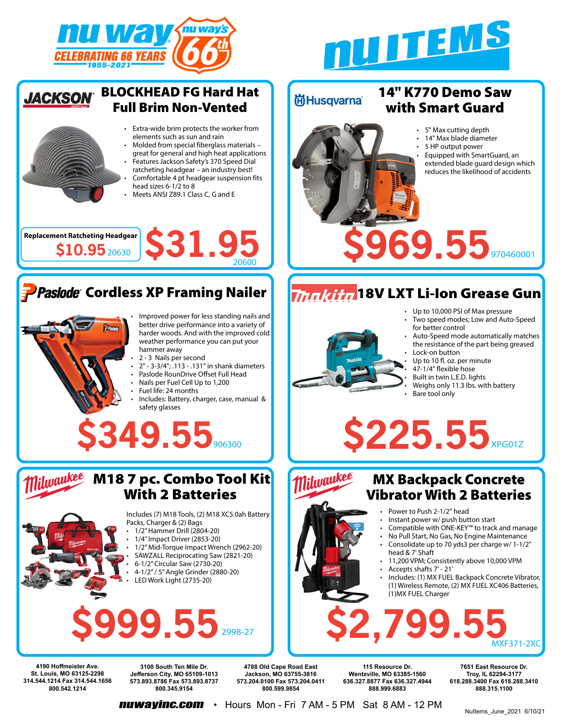# nu way CELEBRATING 66 YEARS 1955-2021 — nu ITEMS

## JACKSON — BLOCKHEAD FG Hard Hat Full Brim Non-Vented

- Extra-wide brim protects the worker from elements such as sun and rain
- Molded from special fiberglass materials – great for general and high heat applications
- Features Jackson Safety's 370 Speed Dial ratcheting headgear – an industry best!
- Comfortable 4 pt headgear suspension fits head sizes 6-1/2 to 8
- Meets ANSI Z89.1 Class C, G and E

Replacement Ratcheting Headgear **$10.95** 20630

**$31.95** 20600

## Husqvarna — 14" K770 Demo Saw with Smart Guard

- 5" Max cutting depth
- 14" Max blade diameter
- 5 HP output power
- Equipped with SmartGuard, an extended blade guard design which reduces the likelihood of accidents

**$969.55** 970460001

## Paslode Cordless XP Framing Nailer

- Improved power for less standing nails and better drive performance into a variety of harder woods. And with the improved cold weather performance you can put your hammer away
- 2 - 3 Nails per second
- 2" - 3-3/4"; .113 - .131" in shank diameters
- Paslode RounDrive Offset Full Head
- Nails per Fuel Cell Up to 1,200
- Fuel life: 24 months
- Includes: Battery, charger, case, manual & safety glasses

**$349.55** 906300

## Makita 18V LXT Li-Ion Grease Gun

- Up to 10,000 PSI of Max pressure
- Two speed modes; Low and Auto-Speed for better control
- Auto-Speed mode automatically matches the resistance of the part being greased
- Lock-on button
- Up to 10 fl. oz. per minute
- 47-1/4" flexible hose
- Built in twin L.E.D. lights
- Weighs only 11.3 lbs. with battery
- Bare tool only

**$225.55** XPG01Z

## Milwaukee M18 7 pc. Combo Tool Kit With 2 Batteries

Includes (7) M18 Tools, (2) M18 XC5.0ah Battery Packs, Charger & (2) Bags

- 1/2" Hammer Drill (2804-20)
- 1/4" Impact Driver (2853-20)
- 1/2" Mid-Torque Impact Wrench (2962-20)
- SAWZALL Reciprocating Saw (2821-20)
- 6-1/2" Circular Saw (2730-20)
- 4-1/2" / 5" Angle Grinder (2880-20)
- LED Work Light (2735-20)

**$999.55** 2998-27

## Milwaukee MX Backpack Concrete Vibrator With 2 Batteries

- Power to Push 2-1/2" head
- Instant power w/ push button start
- Compatible with ONE-KEY™ to track and manage
- No Pull Start, No Gas, No Engine Maintenance
- Consolidate up to 70 yds3 per charge w/ 1-1/2" head & 7' Shaft
- 11,200 VPM; Consistently above 10,000 VPM
- Accepts shafts 7' - 21'
- Includes: (1) MX FUEL Backpack Concrete Vibrator, (1) Wireless Remote, (2) MX FUEL XC406 Batteries, (1)MX FUEL Charger

**$2,799.55** MXF371-2XC

---

**4190 Hoffmeister Ave.**
St. Louis, MO 63125-2298
314.544.1214 Fax 314.544.1656
800.542.1214

**3100 South Ten Mile Dr.**
Jefferson City, MO 65109-1013
573.893.8786 Fax 573.893.8737
800.345.9154

**4788 Old Cape Road East**
Jackson, MO 63755-3816
573.204.0100 Fax 573.204.0411
800.599.9854

**115 Resource Dr.**
Wentzville, MO 63385-1560
636.327.8877 Fax 636.327.4944
888.999.6883

**7651 East Resource Dr.**
Troy, IL 62294-3177
618.288.3400 Fax 618.288.3410
888.315.1100

**nuwayinc.com** • Hours Mon - Fri 7 AM - 5 PM Sat 8 AM - 12 PM

NuItems_June_2021 6/10/21